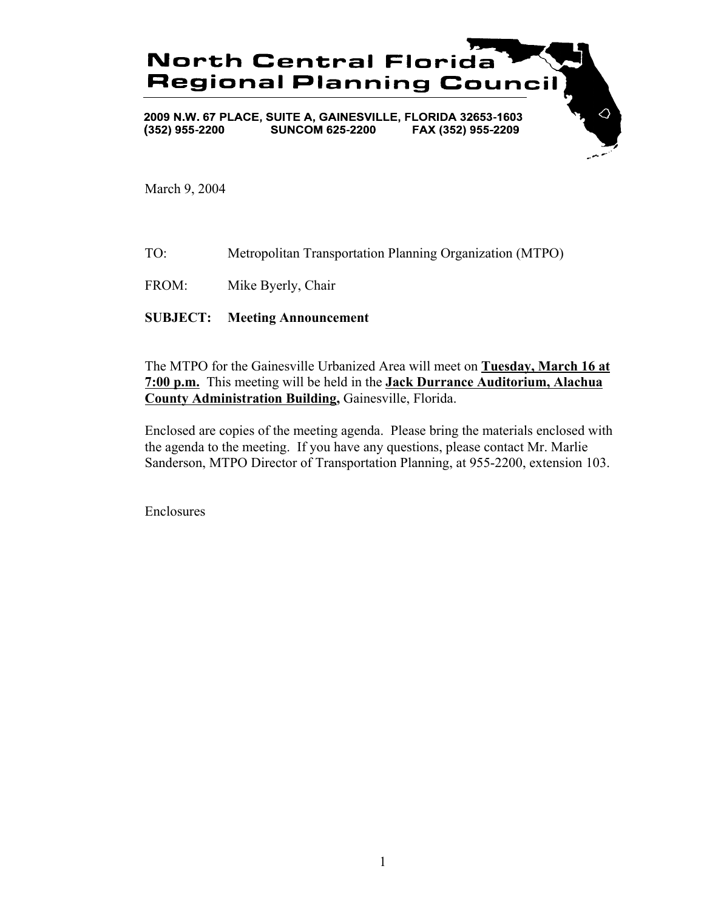# North Central Florida Regional Planning Council

**2009 N.W. 67 PLACE, SUITE A, GAINESVILLE, FLORIDA 32653-1603**
**(352) 955-2200 SUNCOM 625-2200 FAX (352) 955-2209**

March 9, 2004

TO: Metropolitan Transportation Planning Organization (MTPO)

FROM: Mike Byerly, Chair

**SUBJECT: Meeting Announcement**

The MTPO for the Gainesville Urbanized Area will meet on **Tuesday, March 16 at 7:00 p.m.** This meeting will be held in the **Jack Durrance Auditorium, Alachua County Administration Building,** Gainesville, Florida.

Enclosed are copies of the meeting agenda. Please bring the materials enclosed with the agenda to the meeting. If you have any questions, please contact Mr. Marlie Sanderson, MTPO Director of Transportation Planning, at 955-2200, extension 103.

Enclosures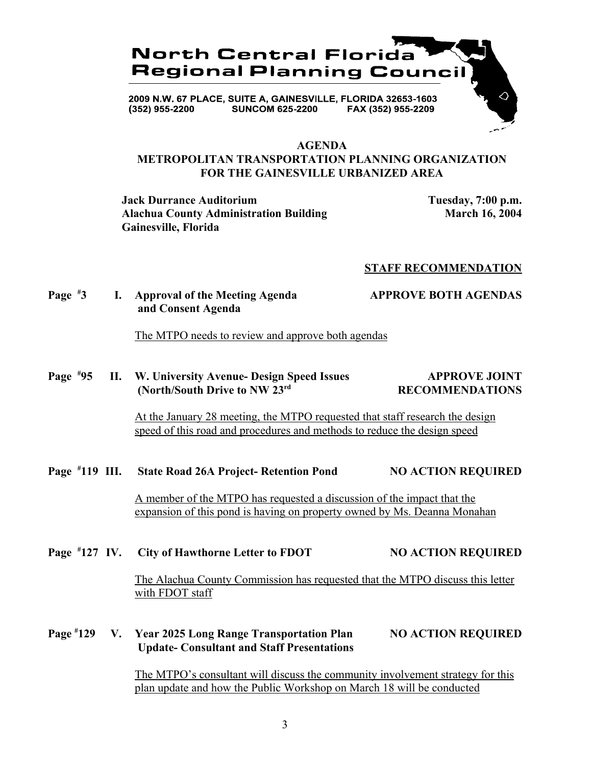# North Central Florida Regional Planning Council

2009 N.W. 67 PLACE, SUITE A, GAINESVILLE, FLORIDA 32653-1603
(352) 955-2200 SUNCOM 625-2200 FAX (352) 955-2209

## AGENDA
## METROPOLITAN TRANSPORTATION PLANNING ORGANIZATION FOR THE GAINESVILLE URBANIZED AREA

**Jack Durrance Auditorium**
**Alachua County Administration Building**
**Gainesville, Florida**

**Tuesday, 7:00 p.m.**
**March 16, 2004**

**STAFF RECOMMENDATION**

**Page #3 I. Approval of the Meeting Agenda and Consent Agenda** — **APPROVE BOTH AGENDAS**

The MTPO needs to review and approve both agendas

**Page #95 II. W. University Avenue- Design Speed Issues (North/South Drive to NW 23rd** — **APPROVE JOINT RECOMMENDATIONS**

At the January 28 meeting, the MTPO requested that staff research the design speed of this road and procedures and methods to reduce the design speed

**Page #119 III. State Road 26A Project- Retention Pond** — **NO ACTION REQUIRED**

A member of the MTPO has requested a discussion of the impact that the expansion of this pond is having on property owned by Ms. Deanna Monahan

**Page #127 IV. City of Hawthorne Letter to FDOT** — **NO ACTION REQUIRED**

The Alachua County Commission has requested that the MTPO discuss this letter with FDOT staff

**Page #129 V. Year 2025 Long Range Transportation Plan Update- Consultant and Staff Presentations** — **NO ACTION REQUIRED**

The MTPO's consultant will discuss the community involvement strategy for this plan update and how the Public Workshop on March 18 will be conducted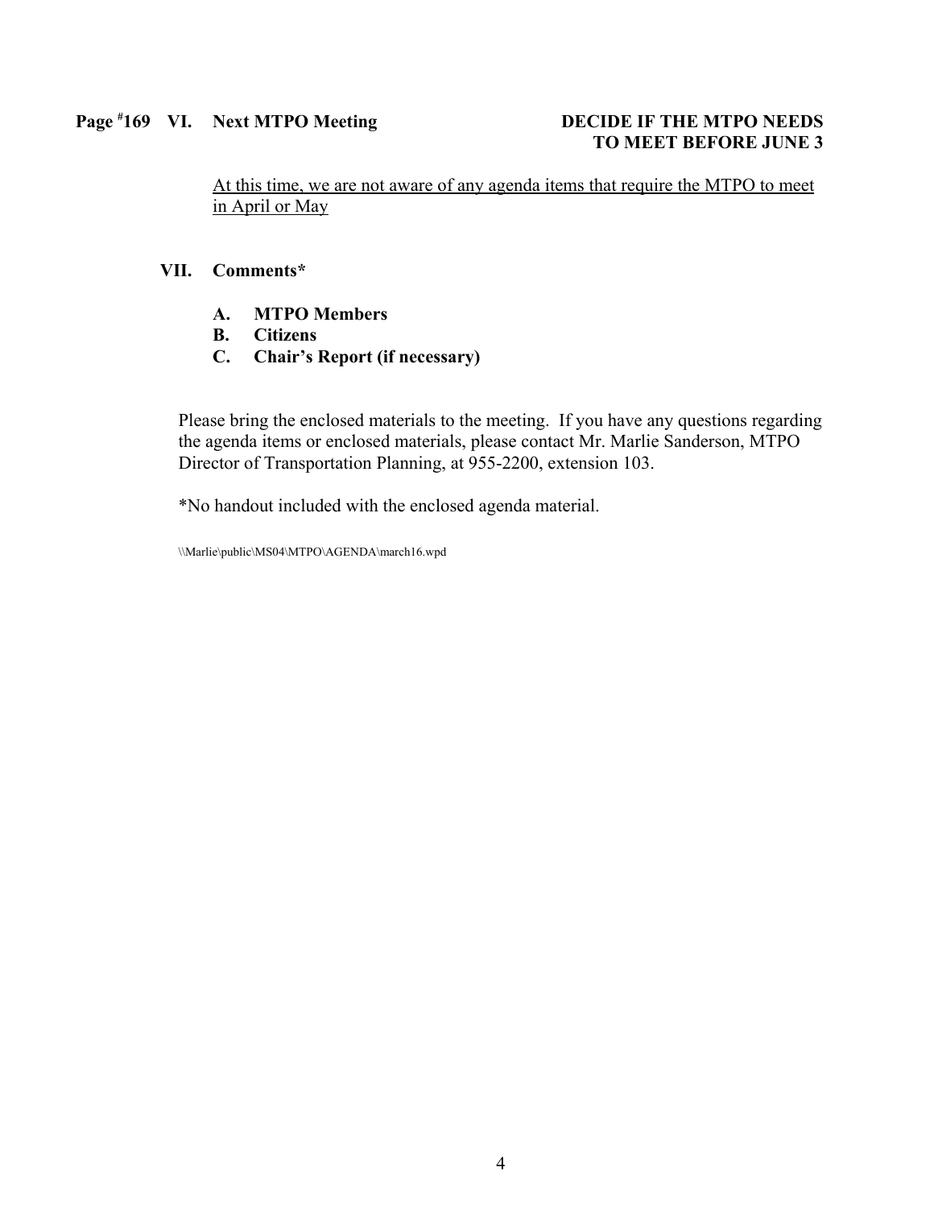**Page [#]169 VI. Next MTPO Meeting** **DECIDE IF THE MTPO NEEDS TO MEET BEFORE JUNE 3**

<u>At this time, we are not aware of any agenda items that require the MTPO to meet in April or May</u>

**VII. Comments***

**A. MTPO Members**
**B. Citizens**
**C. Chair's Report (if necessary)**

Please bring the enclosed materials to the meeting. If you have any questions regarding the agenda items or enclosed materials, please contact Mr. Marlie Sanderson, MTPO Director of Transportation Planning, at 955-2200, extension 103.

*No handout included with the enclosed agenda material.

\\Marlie\public\MS04\MTPO\AGENDA\march16.wpd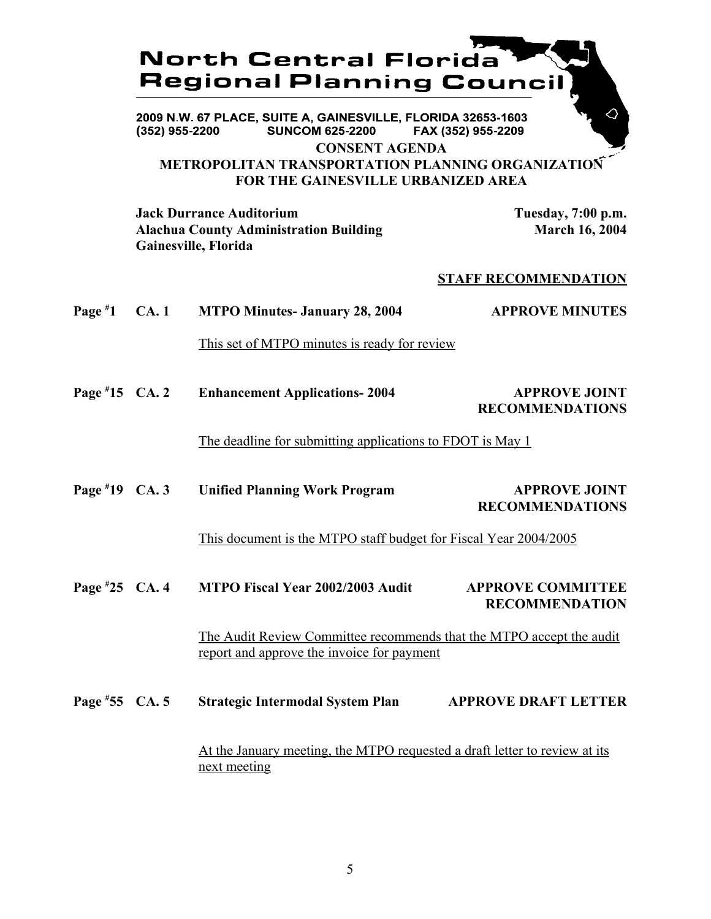# North Central Florida Regional Planning Council

2009 N.W. 67 PLACE, SUITE A, GAINESVILLE, FLORIDA 32653-1603
(352) 955-2200 SUNCOM 625-2200 FAX (352) 955-2209

## CONSENT AGENDA
## METROPOLITAN TRANSPORTATION PLANNING ORGANIZATION FOR THE GAINESVILLE URBANIZED AREA

**Jack Durrance Auditorium**
**Alachua County Administration Building**
**Gainesville, Florida**

**Tuesday, 7:00 p.m.**
**March 16, 2004**

**STAFF RECOMMENDATION**

**Page #1 CA. 1 MTPO Minutes- January 28, 2004** — **APPROVE MINUTES**

This set of MTPO minutes is ready for review

**Page #15 CA. 2 Enhancement Applications- 2004** — **APPROVE JOINT RECOMMENDATIONS**

The deadline for submitting applications to FDOT is May 1

**Page #19 CA. 3 Unified Planning Work Program** — **APPROVE JOINT RECOMMENDATIONS**

This document is the MTPO staff budget for Fiscal Year 2004/2005

**Page #25 CA. 4 MTPO Fiscal Year 2002/2003 Audit** — **APPROVE COMMITTEE RECOMMENDATION**

The Audit Review Committee recommends that the MTPO accept the audit report and approve the invoice for payment

**Page #55 CA. 5 Strategic Intermodal System Plan** — **APPROVE DRAFT LETTER**

At the January meeting, the MTPO requested a draft letter to review at its next meeting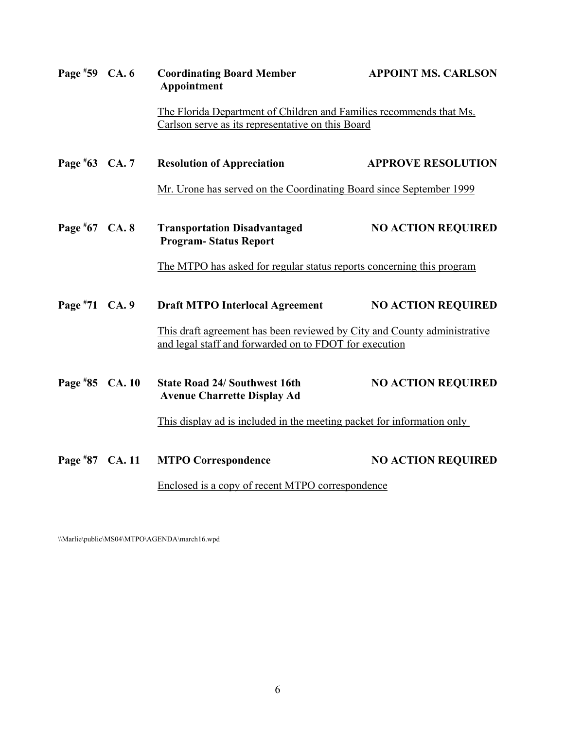**Page #59 CA. 6 Coordinating Board Member Appointment** **APPOINT MS. CARLSON**

The Florida Department of Children and Families recommends that Ms. Carlson serve as its representative on this Board

**Page #63 CA. 7 Resolution of Appreciation** **APPROVE RESOLUTION**

Mr. Urone has served on the Coordinating Board since September 1999

**Page #67 CA. 8 Transportation Disadvantaged Program- Status Report** **NO ACTION REQUIRED**

The MTPO has asked for regular status reports concerning this program

**Page #71 CA. 9 Draft MTPO Interlocal Agreement** **NO ACTION REQUIRED**

This draft agreement has been reviewed by City and County administrative and legal staff and forwarded on to FDOT for execution

**Page #85 CA. 10 State Road 24/ Southwest 16th Avenue Charrette Display Ad** **NO ACTION REQUIRED**

This display ad is included in the meeting packet for information only

**Page #87 CA. 11 MTPO Correspondence** **NO ACTION REQUIRED**

Enclosed is a copy of recent MTPO correspondence

\\Marlie\public\MS04\MTPO\AGENDA\march16.wpd